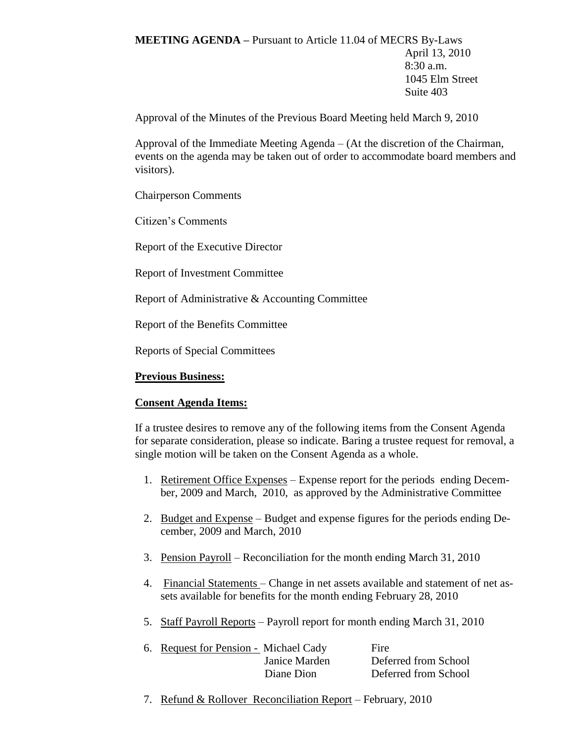**MEETING AGENDA –** Pursuant to Article 11.04 of MECRS By-Laws

April 13, 2010
8:30 a.m.
1045 Elm Street
Suite 403

Approval of the Minutes of the Previous Board Meeting held March 9, 2010

Approval of the Immediate Meeting Agenda – (At the discretion of the Chairman, events on the agenda may be taken out of order to accommodate board members and visitors).

Chairperson Comments

Citizen's Comments

Report of the Executive Director

Report of Investment Committee

Report of Administrative & Accounting Committee

Report of the Benefits Committee

Reports of Special Committees

**Previous Business:**

**Consent Agenda Items:**

If a trustee desires to remove any of the following items from the Consent Agenda for separate consideration, please so indicate. Baring a trustee request for removal, a single motion will be taken on the Consent Agenda as a whole.

1. Retirement Office Expenses – Expense report for the periods ending December, 2009 and March, 2010, as approved by the Administrative Committee
2. Budget and Expense – Budget and expense figures for the periods ending December, 2009 and March, 2010
3. Pension Payroll – Reconciliation for the month ending March 31, 2010
4. Financial Statements – Change in net assets available and statement of net assets available for benefits for the month ending February 28, 2010
5. Staff Payroll Reports – Payroll report for month ending March 31, 2010
6. Request for Pension -

| | |
|---|---|
| Michael Cady | Fire |
| Janice Marden | Deferred from School |
| Diane Dion | Deferred from School |

7. Refund & Rollover Reconciliation Report – February, 2010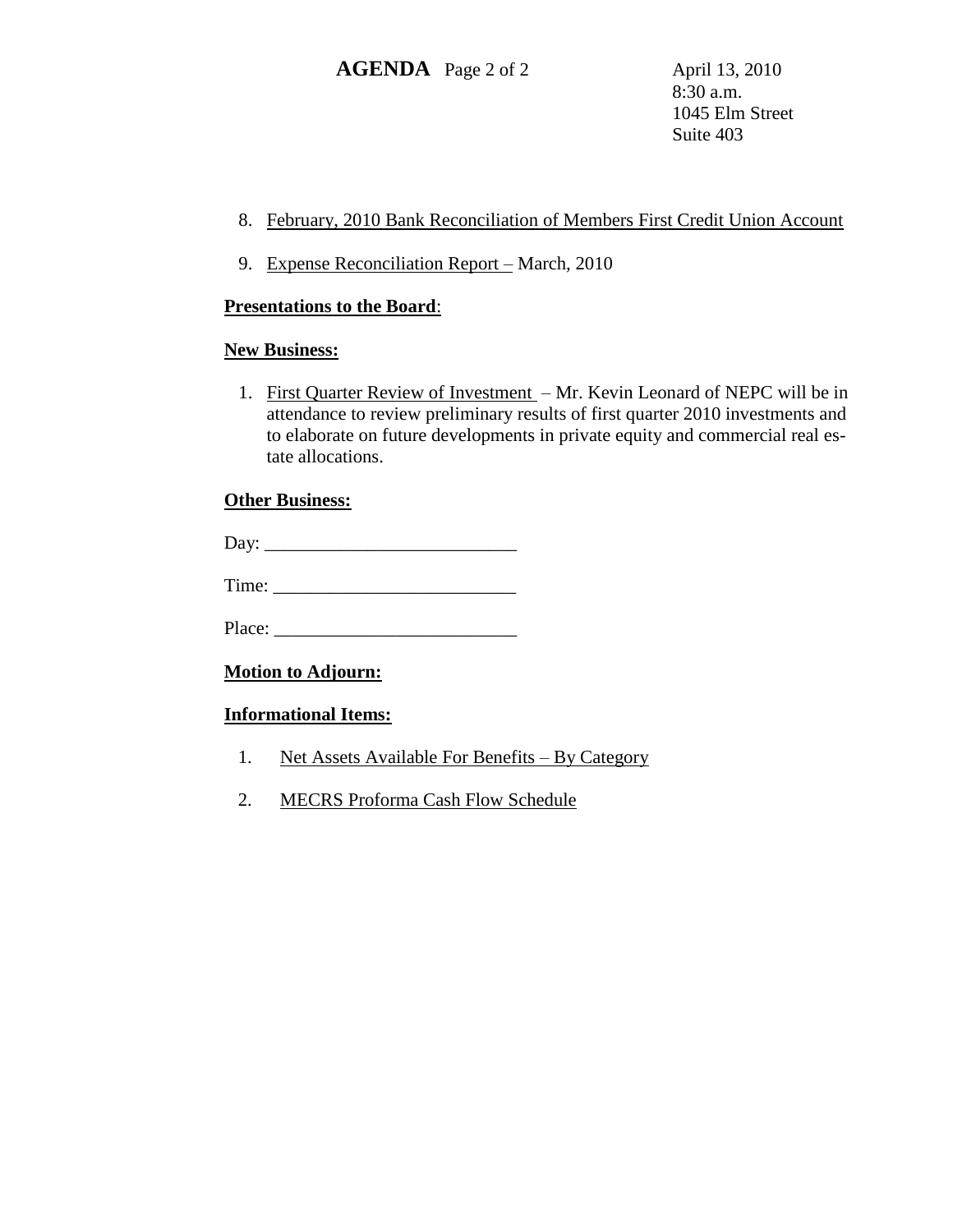8. February, 2010 Bank Reconciliation of Members First Credit Union Account

9. Expense Reconciliation Report – March, 2010

**Presentations to the Board**:

**New Business:**

1. First Quarter Review of Investment – Mr. Kevin Leonard of NEPC will be in attendance to review preliminary results of first quarter 2010 investments and to elaborate on future developments in private equity and commercial real estate allocations.

**Other Business:**

Day: ___________________________

Time: __________________________

Place: __________________________

**Motion to Adjourn:**

**Informational Items:**

1. Net Assets Available For Benefits – By Category

2. MECRS Proforma Cash Flow Schedule